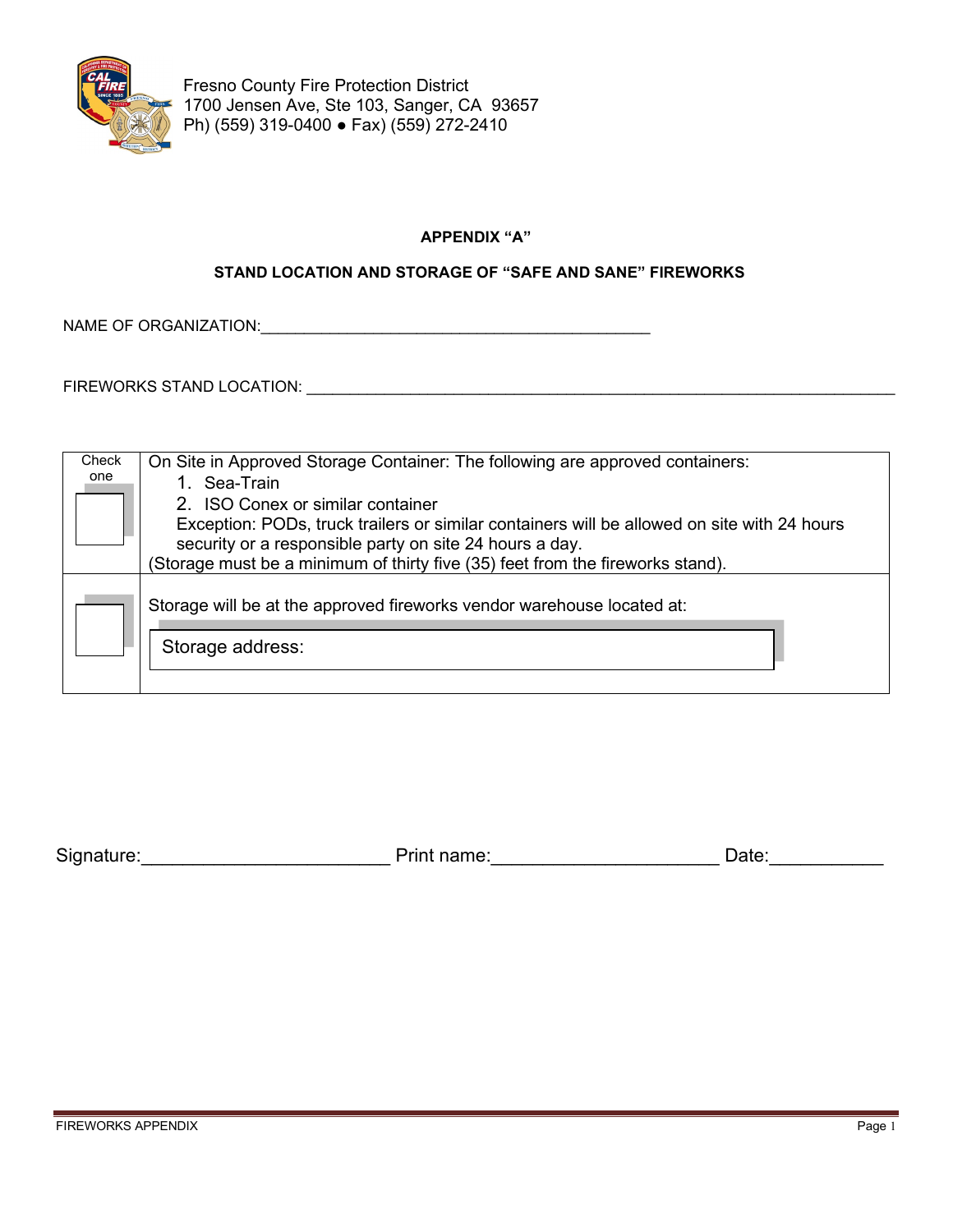Fresno County Fire Protection District
1700 Jensen Ave, Ste 103, Sanger, CA 93657
Ph) (559) 319-0400 ● Fax) (559) 272-2410

**APPENDIX "A"**

**STAND LOCATION AND STORAGE OF "SAFE AND SANE" FIREWORKS**

NAME OF ORGANIZATION:_____________________________________________

FIREWORKS STAND LOCATION: ____________________________________________________________________

| Check one | |
|---|---|
| ☐ | On Site in Approved Storage Container: The following are approved containers:<br>1. Sea-Train<br>2. ISO Conex or similar container<br>Exception: PODs, truck trailers or similar containers will be allowed on site with 24 hours security or a responsible party on site 24 hours a day.<br>(Storage must be a minimum of thirty five (35) feet from the fireworks stand). |
| ☐ | Storage will be at the approved fireworks vendor warehouse located at:<br>Storage address: |

Signature:________________________ Print name:______________________ Date:___________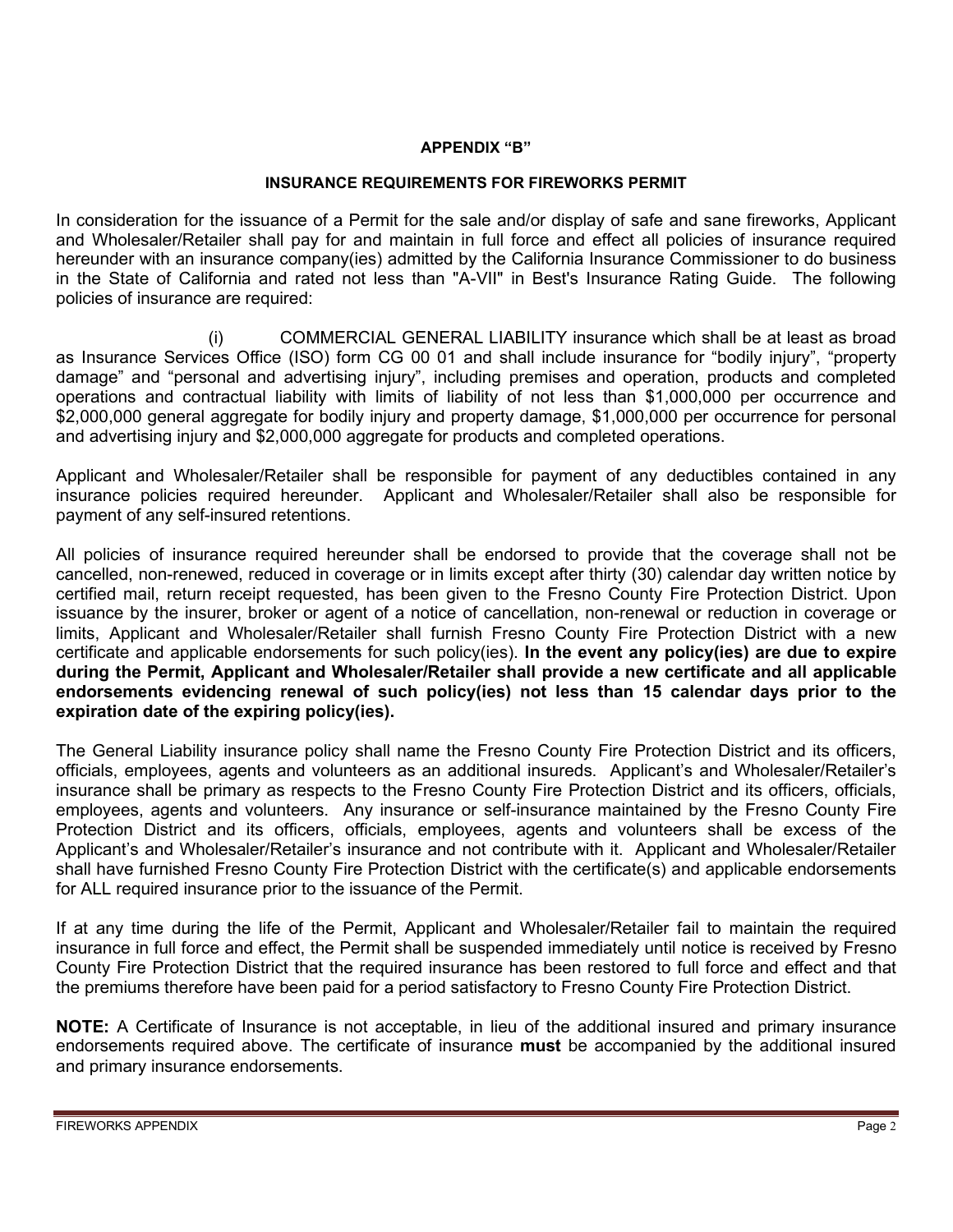## APPENDIX "B"

### INSURANCE REQUIREMENTS FOR FIREWORKS PERMIT

In consideration for the issuance of a Permit for the sale and/or display of safe and sane fireworks, Applicant and Wholesaler/Retailer shall pay for and maintain in full force and effect all policies of insurance required hereunder with an insurance company(ies) admitted by the California Insurance Commissioner to do business in the State of California and rated not less than "A-VII" in Best's Insurance Rating Guide. The following policies of insurance are required:

(i) COMMERCIAL GENERAL LIABILITY insurance which shall be at least as broad as Insurance Services Office (ISO) form CG 00 01 and shall include insurance for "bodily injury", "property damage" and "personal and advertising injury", including premises and operation, products and completed operations and contractual liability with limits of liability of not less than $1,000,000 per occurrence and $2,000,000 general aggregate for bodily injury and property damage, $1,000,000 per occurrence for personal and advertising injury and $2,000,000 aggregate for products and completed operations.

Applicant and Wholesaler/Retailer shall be responsible for payment of any deductibles contained in any insurance policies required hereunder. Applicant and Wholesaler/Retailer shall also be responsible for payment of any self-insured retentions.

All policies of insurance required hereunder shall be endorsed to provide that the coverage shall not be cancelled, non-renewed, reduced in coverage or in limits except after thirty (30) calendar day written notice by certified mail, return receipt requested, has been given to the Fresno County Fire Protection District. Upon issuance by the insurer, broker or agent of a notice of cancellation, non-renewal or reduction in coverage or limits, Applicant and Wholesaler/Retailer shall furnish Fresno County Fire Protection District with a new certificate and applicable endorsements for such policy(ies). **In the event any policy(ies) are due to expire during the Permit, Applicant and Wholesaler/Retailer shall provide a new certificate and all applicable endorsements evidencing renewal of such policy(ies) not less than 15 calendar days prior to the expiration date of the expiring policy(ies).**

The General Liability insurance policy shall name the Fresno County Fire Protection District and its officers, officials, employees, agents and volunteers as an additional insureds. Applicant's and Wholesaler/Retailer's insurance shall be primary as respects to the Fresno County Fire Protection District and its officers, officials, employees, agents and volunteers. Any insurance or self-insurance maintained by the Fresno County Fire Protection District and its officers, officials, employees, agents and volunteers shall be excess of the Applicant's and Wholesaler/Retailer's insurance and not contribute with it. Applicant and Wholesaler/Retailer shall have furnished Fresno County Fire Protection District with the certificate(s) and applicable endorsements for ALL required insurance prior to the issuance of the Permit.

If at any time during the life of the Permit, Applicant and Wholesaler/Retailer fail to maintain the required insurance in full force and effect, the Permit shall be suspended immediately until notice is received by Fresno County Fire Protection District that the required insurance has been restored to full force and effect and that the premiums therefore have been paid for a period satisfactory to Fresno County Fire Protection District.

**NOTE:** A Certificate of Insurance is not acceptable, in lieu of the additional insured and primary insurance endorsements required above. The certificate of insurance **must** be accompanied by the additional insured and primary insurance endorsements.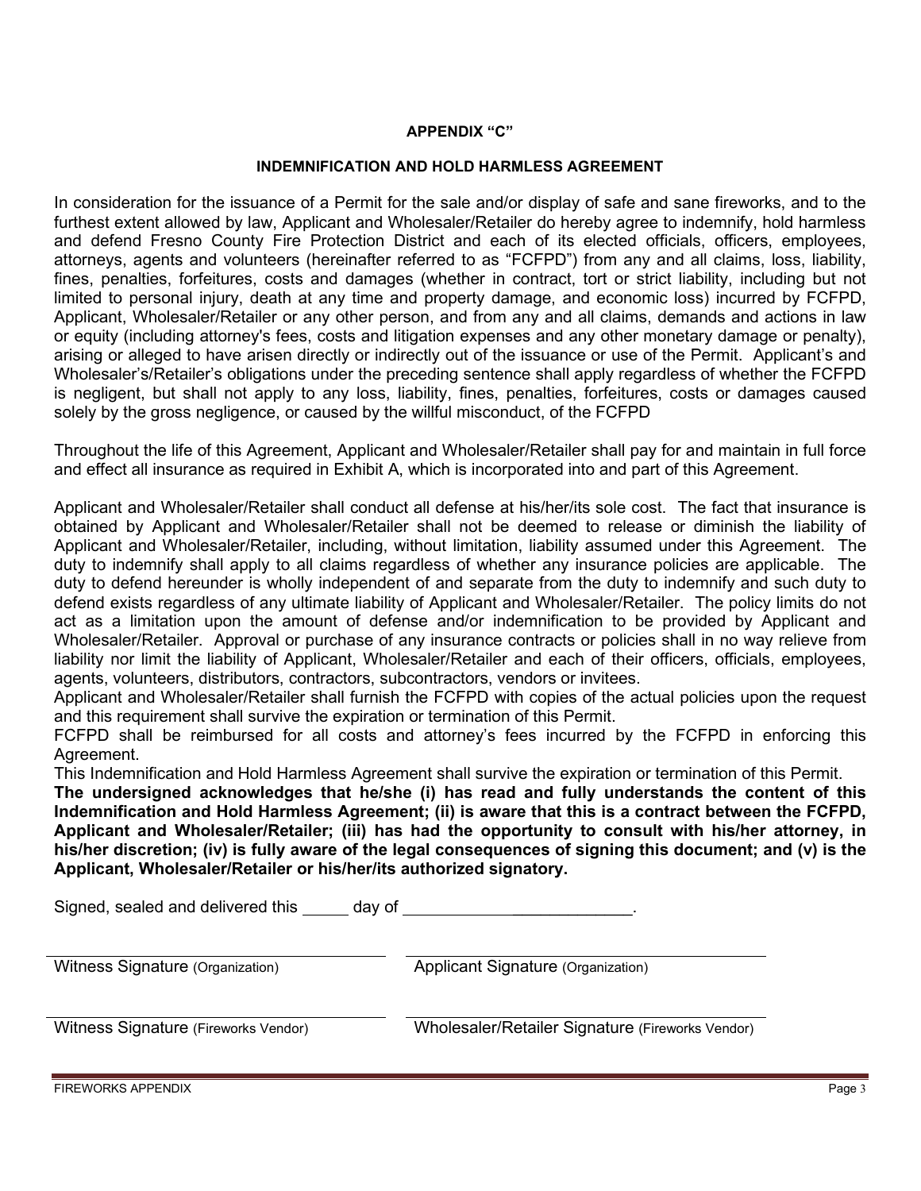**APPENDIX "C"**

**INDEMNIFICATION AND HOLD HARMLESS AGREEMENT**

In consideration for the issuance of a Permit for the sale and/or display of safe and sane fireworks, and to the furthest extent allowed by law, Applicant and Wholesaler/Retailer do hereby agree to indemnify, hold harmless and defend Fresno County Fire Protection District and each of its elected officials, officers, employees, attorneys, agents and volunteers (hereinafter referred to as "FCFPD") from any and all claims, loss, liability, fines, penalties, forfeitures, costs and damages (whether in contract, tort or strict liability, including but not limited to personal injury, death at any time and property damage, and economic loss) incurred by FCFPD, Applicant, Wholesaler/Retailer or any other person, and from any and all claims, demands and actions in law or equity (including attorney's fees, costs and litigation expenses and any other monetary damage or penalty), arising or alleged to have arisen directly or indirectly out of the issuance or use of the Permit. Applicant's and Wholesaler's/Retailer's obligations under the preceding sentence shall apply regardless of whether the FCFPD is negligent, but shall not apply to any loss, liability, fines, penalties, forfeitures, costs or damages caused solely by the gross negligence, or caused by the willful misconduct, of the FCFPD

Throughout the life of this Agreement, Applicant and Wholesaler/Retailer shall pay for and maintain in full force and effect all insurance as required in Exhibit A, which is incorporated into and part of this Agreement.

Applicant and Wholesaler/Retailer shall conduct all defense at his/her/its sole cost. The fact that insurance is obtained by Applicant and Wholesaler/Retailer shall not be deemed to release or diminish the liability of Applicant and Wholesaler/Retailer, including, without limitation, liability assumed under this Agreement. The duty to indemnify shall apply to all claims regardless of whether any insurance policies are applicable. The duty to defend hereunder is wholly independent of and separate from the duty to indemnify and such duty to defend exists regardless of any ultimate liability of Applicant and Wholesaler/Retailer. The policy limits do not act as a limitation upon the amount of defense and/or indemnification to be provided by Applicant and Wholesaler/Retailer. Approval or purchase of any insurance contracts or policies shall in no way relieve from liability nor limit the liability of Applicant, Wholesaler/Retailer and each of their officers, officials, employees, agents, volunteers, distributors, contractors, subcontractors, vendors or invitees.

Applicant and Wholesaler/Retailer shall furnish the FCFPD with copies of the actual policies upon the request and this requirement shall survive the expiration or termination of this Permit.

FCFPD shall be reimbursed for all costs and attorney's fees incurred by the FCFPD in enforcing this Agreement.

This Indemnification and Hold Harmless Agreement shall survive the expiration or termination of this Permit.

**The undersigned acknowledges that he/she (i) has read and fully understands the content of this Indemnification and Hold Harmless Agreement; (ii) is aware that this is a contract between the FCFPD, Applicant and Wholesaler/Retailer; (iii) has had the opportunity to consult with his/her attorney, in his/her discretion; (iv) is fully aware of the legal consequences of signing this document; and (v) is the Applicant, Wholesaler/Retailer or his/her/its authorized signatory.**

Signed, sealed and delivered this _____ day of __________________________.

| | |
|---|---|
| ______________________________ | ______________________________ |
| Witness Signature (Organization) | Applicant Signature (Organization) |
| ______________________________ | ______________________________ |
| Witness Signature (Fireworks Vendor) | Wholesaler/Retailer Signature (Fireworks Vendor) |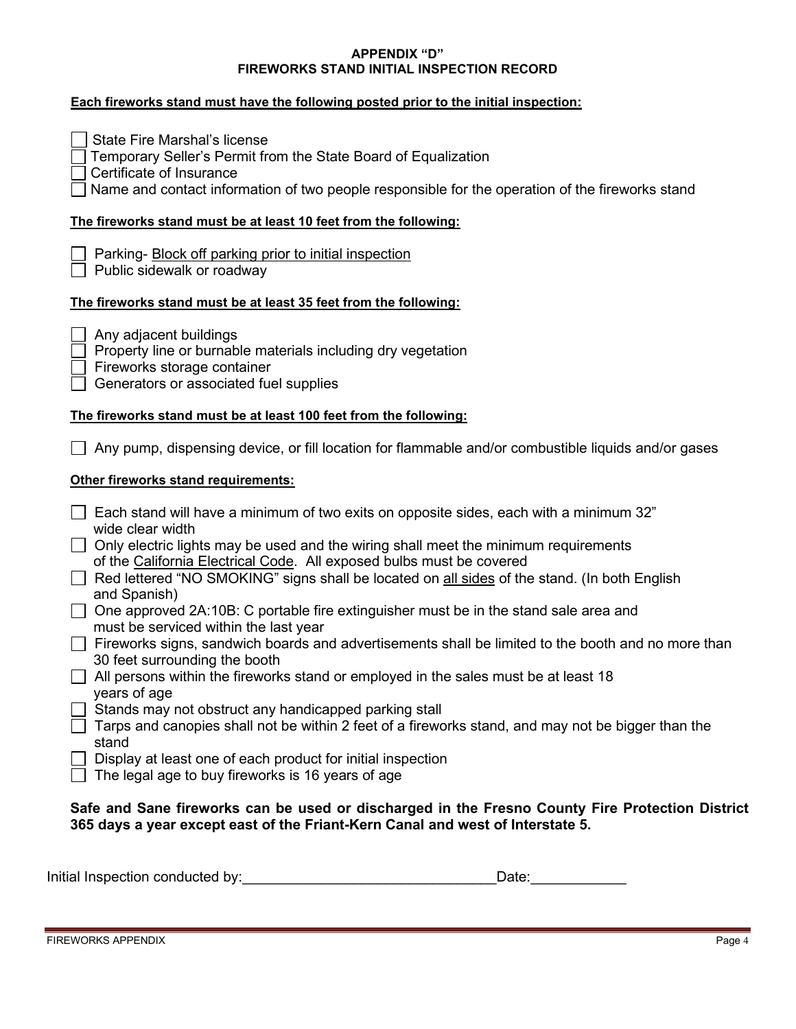# APPENDIX "D"
## FIREWORKS STAND INITIAL INSPECTION RECORD

**Each fireworks stand must have the following posted prior to the initial inspection:**

- [ ] State Fire Marshal's license
- [ ] Temporary Seller's Permit from the State Board of Equalization
- [ ] Certificate of Insurance
- [ ] Name and contact information of two people responsible for the operation of the fireworks stand

**The fireworks stand must be at least 10 feet from the following:**

- [ ] Parking- Block off parking prior to initial inspection
- [ ] Public sidewalk or roadway

**The fireworks stand must be at least 35 feet from the following:**

- [ ] Any adjacent buildings
- [ ] Property line or burnable materials including dry vegetation
- [ ] Fireworks storage container
- [ ] Generators or associated fuel supplies

**The fireworks stand must be at least 100 feet from the following:**

- [ ] Any pump, dispensing device, or fill location for flammable and/or combustible liquids and/or gases

**Other fireworks stand requirements:**

- [ ] Each stand will have a minimum of two exits on opposite sides, each with a minimum 32" wide clear width
- [ ] Only electric lights may be used and the wiring shall meet the minimum requirements of the California Electrical Code. All exposed bulbs must be covered
- [ ] Red lettered "NO SMOKING" signs shall be located on all sides of the stand. (In both English and Spanish)
- [ ] One approved 2A:10B: C portable fire extinguisher must be in the stand sale area and must be serviced within the last year
- [ ] Fireworks signs, sandwich boards and advertisements shall be limited to the booth and no more than 30 feet surrounding the booth
- [ ] All persons within the fireworks stand or employed in the sales must be at least 18 years of age
- [ ] Stands may not obstruct any handicapped parking stall
- [ ] Tarps and canopies shall not be within 2 feet of a fireworks stand, and may not be bigger than the stand
- [ ] Display at least one of each product for initial inspection
- [ ] The legal age to buy fireworks is 16 years of age

**Safe and Sane fireworks can be used or discharged in the Fresno County Fire Protection District 365 days a year except east of the Friant-Kern Canal and west of Interstate 5.**

Initial Inspection conducted by:_______________________________ Date:____________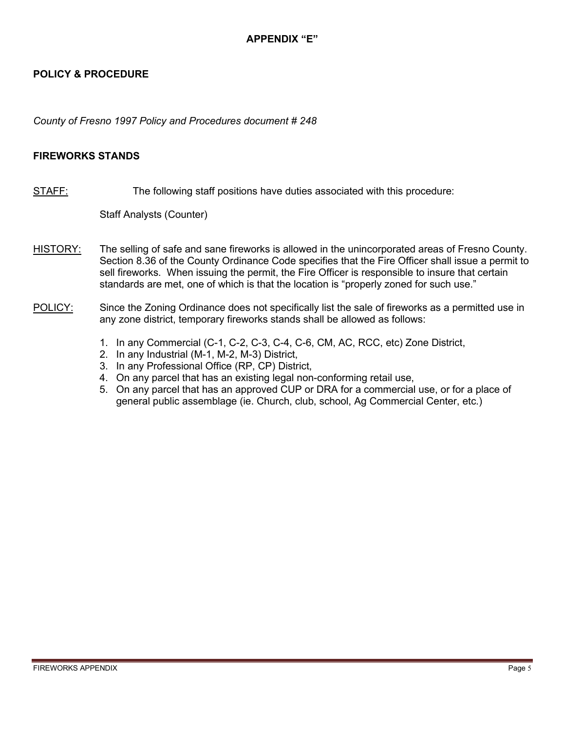## APPENDIX "E"

### POLICY & PROCEDURE

*County of Fresno 1997 Policy and Procedures document # 248*

### FIREWORKS STANDS

STAFF: The following staff positions have duties associated with this procedure:

Staff Analysts (Counter)

HISTORY: The selling of safe and sane fireworks is allowed in the unincorporated areas of Fresno County. Section 8.36 of the County Ordinance Code specifies that the Fire Officer shall issue a permit to sell fireworks. When issuing the permit, the Fire Officer is responsible to insure that certain standards are met, one of which is that the location is "properly zoned for such use."

POLICY: Since the Zoning Ordinance does not specifically list the sale of fireworks as a permitted use in any zone district, temporary fireworks stands shall be allowed as follows:

1. In any Commercial (C-1, C-2, C-3, C-4, C-6, CM, AC, RCC, etc) Zone District,
2. In any Industrial (M-1, M-2, M-3) District,
3. In any Professional Office (RP, CP) District,
4. On any parcel that has an existing legal non-conforming retail use,
5. On any parcel that has an approved CUP or DRA for a commercial use, or for a place of general public assemblage (ie. Church, club, school, Ag Commercial Center, etc.)